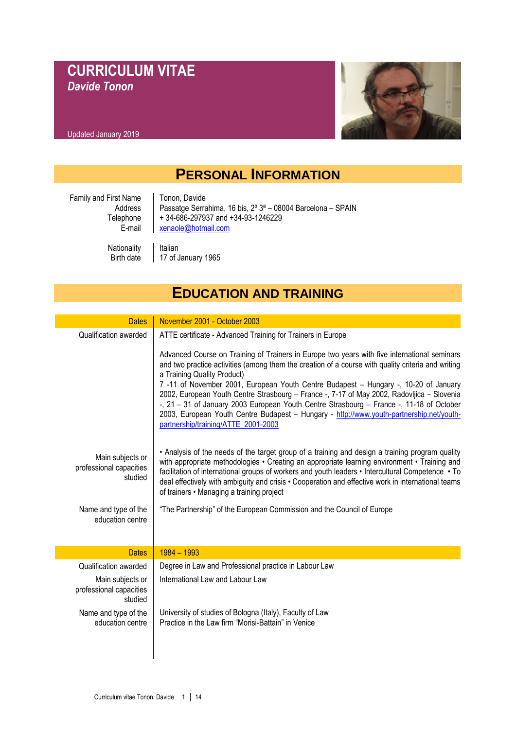# CURRICULUM VITAE

***Davide Tonon***

Updated January 2019

## PERSONAL INFORMATION

| | |
|---|---|
| Family and First Name | Tonon, Davide |
| Address | Passatge Serrahima, 16 bis, 2º 3ª – 08004 Barcelona – SPAIN |
| Telephone | + 34-686-297937 and +34-93-1246229 |
| E-mail | xenaole@hotmail.com |
| Nationality | Italian |
| Birth date | 17 of January 1965 |

## EDUCATION AND TRAINING

| | |
|---|---|
| Dates | November 2001 - October 2003 |
| Qualification awarded | ATTE certificate - Advanced Training for Trainers in Europe<br><br>Advanced Course on Training of Trainers in Europe two years with five international seminars and two practice activities (among them the creation of a course with quality criteria and writing a Training Quality Product)<br>7 -11 of November 2001, European Youth Centre Budapest – Hungary -, 10-20 of January 2002, European Youth Centre Strasbourg – France -, 7-17 of May 2002, Radovljica – Slovenia -, 21 – 31 of January 2003 European Youth Centre Strasbourg – France -, 11-18 of October 2003, European Youth Centre Budapest – Hungary - http://www.youth-partnership.net/youth-partnership/training/ATTE_2001-2003 |
| Main subjects or professional capacities studied | • Analysis of the needs of the target group of a training and design a training program quality with appropriate methodologies • Creating an appropriate learning environment • Training and facilitation of international groups of workers and youth leaders • Intercultural Competence • To deal effectively with ambiguity and crisis • Cooperation and effective work in international teams of trainers • Managing a training project |
| Name and type of the education centre | “The Partnership” of the European Commission and the Council of Europe |
| Dates | 1984 – 1993 |
| Qualification awarded | Degree in Law and Professional practice in Labour Law |
| Main subjects or professional capacities studied | International Law and Labour Law |
| Name and type of the education centre | University of studies of Bologna (Italy), Faculty of Law<br>Practice in the Law firm “Morisi-Battain” in Venice |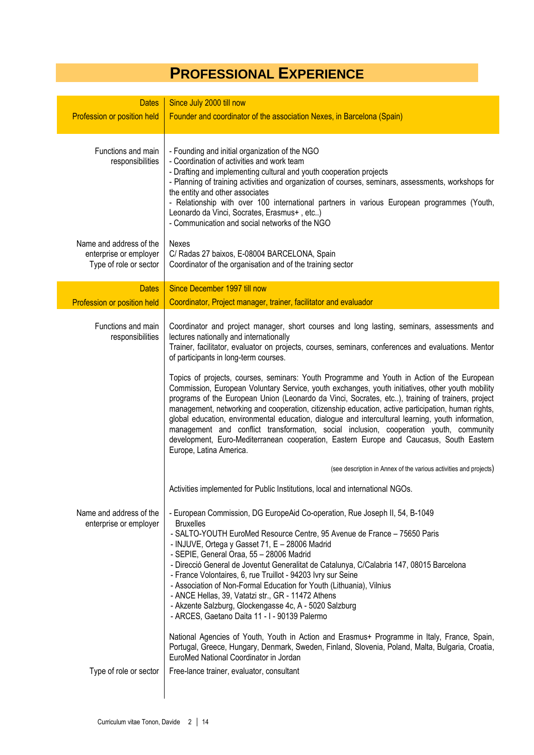# PROFESSIONAL EXPERIENCE

| | |
|---|---|
| **Dates** | **Since July 2000 till now** |
| **Profession or position held** | **Founder and coordinator of the association Nexes, in Barcelona (Spain)** |
| Functions and main responsibilities | - Founding and initial organization of the NGO<br>- Coordination of activities and work team<br>- Drafting and implementing cultural and youth cooperation projects<br>- Planning of training activities and organization of courses, seminars, assessments, workshops for the entity and other associates<br>- Relationship with over 100 international partners in various European programmes (Youth, Leonardo da Vinci, Socrates, Erasmus+ , etc..)<br>- Communication and social networks of the NGO |
| Name and address of the enterprise or employer | Nexes<br>C/ Radas 27 baixos, E-08004 BARCELONA, Spain |
| Type of role or sector | Coordinator of the organisation and of the training sector |
| **Dates** | **Since December 1997 till now** |
| **Profession or position held** | **Coordinator, Project manager, trainer, facilitator and evaluador** |
| Functions and main responsibilities | Coordinator and project manager, short courses and long lasting, seminars, assessments and lectures nationally and internationally<br>Trainer, facilitator, evaluator on projects, courses, seminars, conferences and evaluations. Mentor of participants in long-term courses.<br><br>Topics of projects, courses, seminars: Youth Programme and Youth in Action of the European Commission, European Voluntary Service, youth exchanges, youth initiatives, other youth mobility programs of the European Union (Leonardo da Vinci, Socrates, etc..), training of trainers, project management, networking and cooperation, citizenship education, active participation, human rights, global education, environmental education, dialogue and intercultural learning, youth information, management and conflict transformation, social inclusion, cooperation youth, community development, Euro-Mediterranean cooperation, Eastern Europe and Caucasus, South Eastern Europe, Latina America.<br><br>(see description in Annex of the various activities and projects)<br><br>Activities implemented for Public Institutions, local and international NGOs. |
| Name and address of the enterprise or employer | - European Commission, DG EuropeAid Co-operation, Rue Joseph II, 54, B-1049 Bruxelles<br>- SALTO-YOUTH EuroMed Resource Centre, 95 Avenue de France – 75650 Paris<br>- INJUVE, Ortega y Gasset 71, E – 28006 Madrid<br>- SEPIE, General Oraa, 55 – 28006 Madrid<br>- Direcció General de Joventut Generalitat de Catalunya, C/Calabria 147, 08015 Barcelona<br>- France Volontaires, 6, rue Truillot - 94203 Ivry sur Seine<br>- Association of Non-Formal Education for Youth (Lithuania), Vilnius<br>- ANCE Hellas, 39, Vatatzi str., GR - 11472 Athens<br>- Akzente Salzburg, Glockengasse 4c, A - 5020 Salzburg<br>- ARCES, Gaetano Daita 11 - I - 90139 Palermo<br><br>National Agencies of Youth, Youth in Action and Erasmus+ Programme in Italy, France, Spain, Portugal, Greece, Hungary, Denmark, Sweden, Finland, Slovenia, Poland, Malta, Bulgaria, Croatia, EuroMed National Coordinator in Jordan |
| Type of role or sector | Free-lance trainer, evaluator, consultant |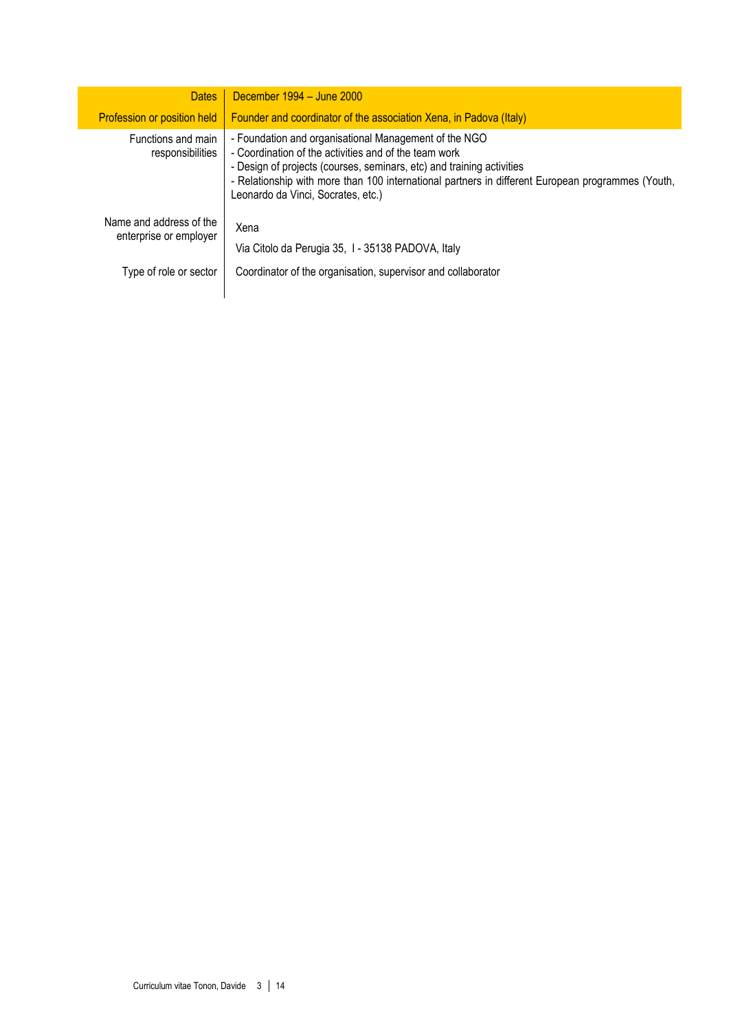| Dates | December 1994 – June 2000 |
|---|---|
| Profession or position held | Founder and coordinator of the association Xena, in Padova (Italy) |
| Functions and main responsibilities | - Foundation and organisational Management of the NGO<br>- Coordination of the activities and of the team work<br>- Design of projects (courses, seminars, etc) and training activities<br>- Relationship with more than 100 international partners in different European programmes (Youth, Leonardo da Vinci, Socrates, etc.) |
| Name and address of the enterprise or employer | Xena<br><br>Via Citolo da Perugia 35, I - 35138 PADOVA, Italy |
| Type of role or sector | Coordinator of the organisation, supervisor and collaborator |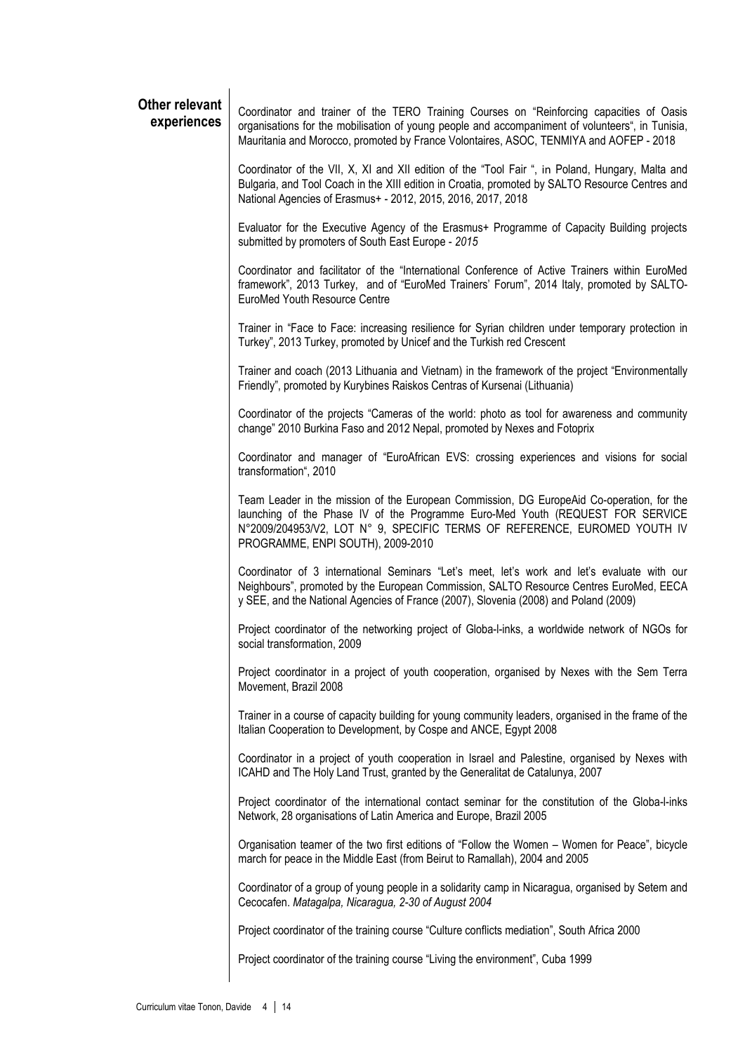## Other relevant experiences

Coordinator and trainer of the TERO Training Courses on "Reinforcing capacities of Oasis organisations for the mobilisation of young people and accompaniment of volunteers", in Tunisia, Mauritania and Morocco, promoted by France Volontaires, ASOC, TENMIYA and AOFEP - 2018

Coordinator of the VII, X, XI and XII edition of the "Tool Fair ", in Poland, Hungary, Malta and Bulgaria, and Tool Coach in the XIII edition in Croatia, promoted by SALTO Resource Centres and National Agencies of Erasmus+ - 2012, 2015, 2016, 2017, 2018

Evaluator for the Executive Agency of the Erasmus+ Programme of Capacity Building projects submitted by promoters of South East Europe - *2015*

Coordinator and facilitator of the "International Conference of Active Trainers within EuroMed framework", 2013 Turkey, and of "EuroMed Trainers' Forum", 2014 Italy, promoted by SALTO-EuroMed Youth Resource Centre

Trainer in "Face to Face: increasing resilience for Syrian children under temporary protection in Turkey", 2013 Turkey, promoted by Unicef and the Turkish red Crescent

Trainer and coach (2013 Lithuania and Vietnam) in the framework of the project "Environmentally Friendly", promoted by Kurybines Raiskos Centras of Kursenai (Lithuania)

Coordinator of the projects "Cameras of the world: photo as tool for awareness and community change" 2010 Burkina Faso and 2012 Nepal, promoted by Nexes and Fotoprix

Coordinator and manager of "EuroAfrican EVS: crossing experiences and visions for social transformation", 2010

Team Leader in the mission of the European Commission, DG EuropeAid Co-operation, for the launching of the Phase IV of the Programme Euro-Med Youth (REQUEST FOR SERVICE N°2009/204953/V2, LOT N° 9, SPECIFIC TERMS OF REFERENCE, EUROMED YOUTH IV PROGRAMME, ENPI SOUTH), 2009-2010

Coordinator of 3 international Seminars "Let's meet, let's work and let's evaluate with our Neighbours", promoted by the European Commission, SALTO Resource Centres EuroMed, EECA y SEE, and the National Agencies of France (2007), Slovenia (2008) and Poland (2009)

Project coordinator of the networking project of Globa-l-inks, a worldwide network of NGOs for social transformation, 2009

Project coordinator in a project of youth cooperation, organised by Nexes with the Sem Terra Movement, Brazil 2008

Trainer in a course of capacity building for young community leaders, organised in the frame of the Italian Cooperation to Development, by Cospe and ANCE, Egypt 2008

Coordinator in a project of youth cooperation in Israel and Palestine, organised by Nexes with ICAHD and The Holy Land Trust, granted by the Generalitat de Catalunya, 2007

Project coordinator of the international contact seminar for the constitution of the Globa-l-inks Network, 28 organisations of Latin America and Europe, Brazil 2005

Organisation teamer of the two first editions of "Follow the Women – Women for Peace", bicycle march for peace in the Middle East (from Beirut to Ramallah), 2004 and 2005

Coordinator of a group of young people in a solidarity camp in Nicaragua, organised by Setem and Cecocafen. *Matagalpa, Nicaragua, 2-30 of August 2004*

Project coordinator of the training course "Culture conflicts mediation", South Africa 2000

Project coordinator of the training course "Living the environment", Cuba 1999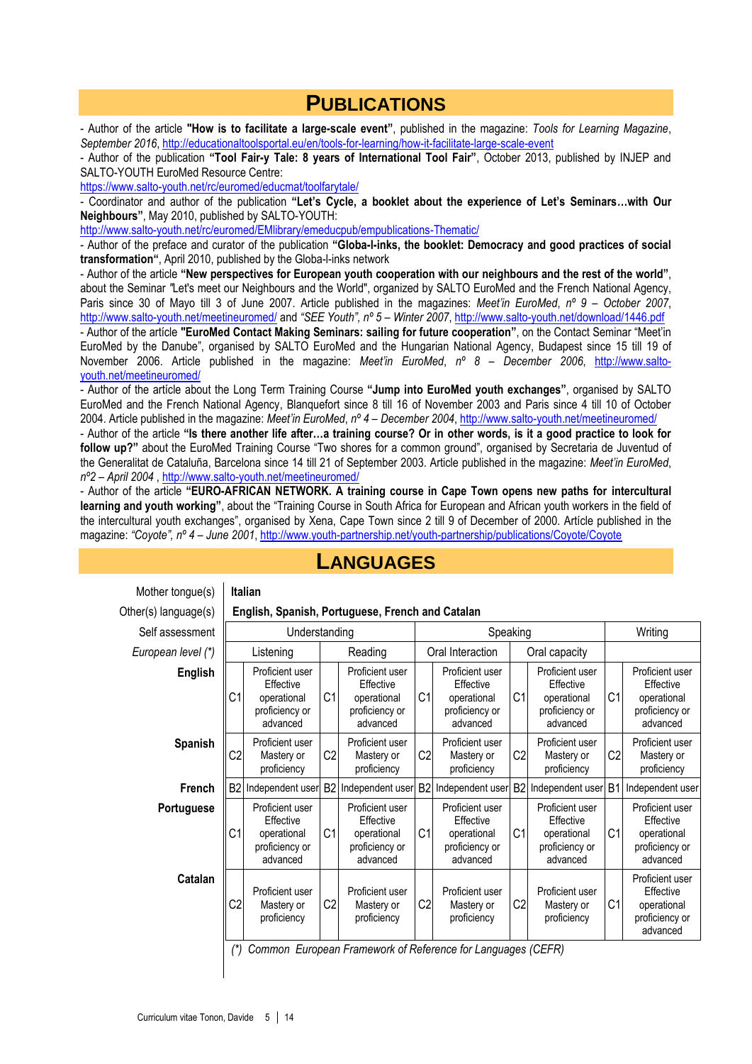## PUBLICATIONS

- Author of the article **"How is to facilitate a large-scale event"**, published in the magazine: *Tools for Learning Magazine*, *September 2016*, http://educationaltoolsportal.eu/en/tools-for-learning/how-it-facilitate-large-scale-event
- Author of the publication **"Tool Fair-y Tale: 8 years of International Tool Fair"**, October 2013, published by INJEP and SALTO-YOUTH EuroMed Resource Centre: https://www.salto-youth.net/rc/euromed/educmat/toolfarytale/
- Coordinator and author of the publication **"Let's Cycle, a booklet about the experience of Let's Seminars…with Our Neighbours"**, May 2010, published by SALTO-YOUTH: http://www.salto-youth.net/rc/euromed/EMlibrary/emeducpub/empublications-Thematic/
- Author of the preface and curator of the publication **"Globa-l-inks, the booklet: Democracy and good practices of social transformation"**, April 2010, published by the Globa-l-inks network
- Author of the article **"New perspectives for European youth cooperation with our neighbours and the rest of the world"**, about the Seminar "Let's meet our Neighbours and the World", organized by SALTO EuroMed and the French National Agency, Paris since 30 of Mayo till 3 of June 2007. Article published in the magazines: *Meet'in EuroMed*, *nº 9 – October 2007*, http://www.salto-youth.net/meetineuromed/ and *"SEE Youth", nº 5 – Winter 2007*, http://www.salto-youth.net/download/1446.pdf
- Author of the artícle **"EuroMed Contact Making Seminars: sailing for future cooperation"**, on the Contact Seminar "Meet'in EuroMed by the Danube", organised by SALTO EuroMed and the Hungarian National Agency, Budapest since 15 till 19 of November 2006. Article published in the magazine: *Meet'in EuroMed*, *nº 8 – December 2006*, http://www.salto-youth.net/meetineuromed/
- Author of the artícle about the Long Term Training Course **"Jump into EuroMed youth exchanges"**, organised by SALTO EuroMed and the French National Agency, Blanquefort since 8 till 16 of November 2003 and Paris since 4 till 10 of October 2004. Article published in the magazine: *Meet'in EuroMed*, *nº 4 – December 2004*, http://www.salto-youth.net/meetineuromed/
- Author of the article **"Is there another life after…a training course? Or in other words, is it a good practice to look for follow up?"** about the EuroMed Training Course "Two shores for a common ground", organised by Secretaria de Juventud of the Generalitat de Cataluña, Barcelona since 14 till 21 of September 2003. Article published in the magazine: *Meet'in EuroMed*, *nº2 – April 2004* , http://www.salto-youth.net/meetineuromed/
- Author of the article **"EURO-AFRICAN NETWORK. A training course in Cape Town opens new paths for intercultural learning and youth working"**, about the "Training Course in South Africa for European and African youth workers in the field of the intercultural youth exchanges", organised by Xena, Cape Town since 2 till 9 of December of 2000. Artícle published in the magazine: *"Coyote", nº 4 – June 2001*, http://www.youth-partnership.net/youth-partnership/publications/Coyote/Coyote

## LANGUAGES

Mother tongue(s): **Italian**

Other(s) language(s): **English, Spanish, Portuguese, French and Catalan**

| Self assessment | Understanding | | | | Speaking | | | | Writing | |
|---|---|---|---|---|---|---|---|---|---|---|
| *European level (\*)* | Listening | | Reading | | Oral Interaction | | Oral capacity | | | |
| **English** | C1 | Proficient user Effective operational proficiency or advanced | C1 | Proficient user Effective operational proficiency or advanced | C1 | Proficient user Effective operational proficiency or advanced | C1 | Proficient user Effective operational proficiency or advanced | C1 | Proficient user Effective operational proficiency or advanced |
| **Spanish** | C2 | Proficient user Mastery or proficiency | C2 | Proficient user Mastery or proficiency | C2 | Proficient user Mastery or proficiency | C2 | Proficient user Mastery or proficiency | C2 | Proficient user Mastery or proficiency |
| **French** | B2 | Independent user | B2 | Independent user | B2 | Independent user | B2 | Independent user | B1 | Independent user |
| **Portuguese** | C1 | Proficient user Effective operational proficiency or advanced | C1 | Proficient user Effective operational proficiency or advanced | C1 | Proficient user Effective operational proficiency or advanced | C1 | Proficient user Effective operational proficiency or advanced | C1 | Proficient user Effective operational proficiency or advanced |
| **Catalan** | C2 | Proficient user Mastery or proficiency | C2 | Proficient user Mastery or proficiency | C2 | Proficient user Mastery or proficiency | C2 | Proficient user Mastery or proficiency | C1 | Proficient user Effective operational proficiency or advanced |

*(\*) Common European Framework of Reference for Languages (CEFR)*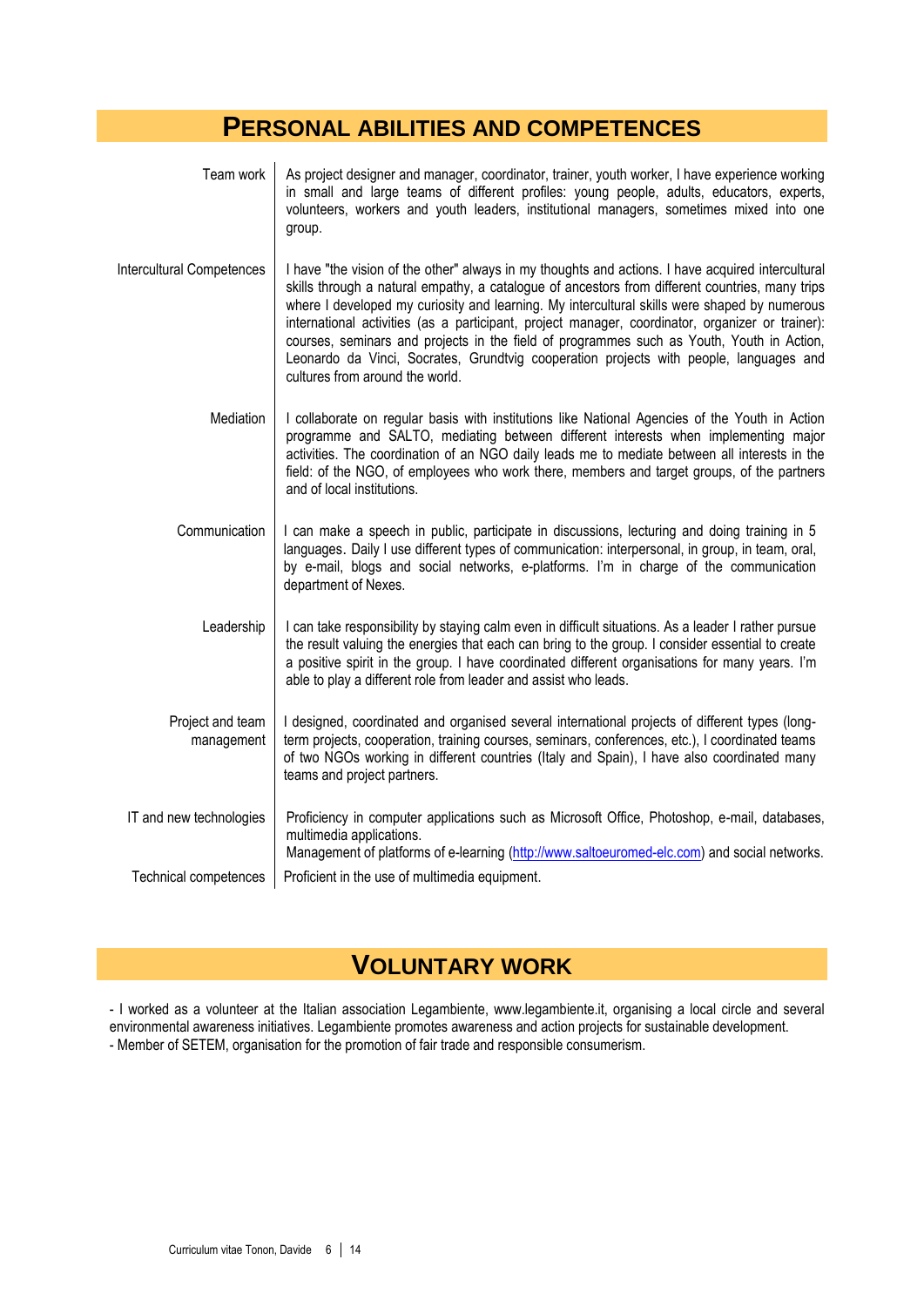## PERSONAL ABILITIES AND COMPETENCES

| | |
|---|---|
| Team work | As project designer and manager, coordinator, trainer, youth worker, I have experience working in small and large teams of different profiles: young people, adults, educators, experts, volunteers, workers and youth leaders, institutional managers, sometimes mixed into one group. |
| Intercultural Competences | I have "the vision of the other" always in my thoughts and actions. I have acquired intercultural skills through a natural empathy, a catalogue of ancestors from different countries, many trips where I developed my curiosity and learning. My intercultural skills were shaped by numerous international activities (as a participant, project manager, coordinator, organizer or trainer): courses, seminars and projects in the field of programmes such as Youth, Youth in Action, Leonardo da Vinci, Socrates, Grundtvig cooperation projects with people, languages and cultures from around the world. |
| Mediation | I collaborate on regular basis with institutions like National Agencies of the Youth in Action programme and SALTO, mediating between different interests when implementing major activities. The coordination of an NGO daily leads me to mediate between all interests in the field: of the NGO, of employees who work there, members and target groups, of the partners and of local institutions. |
| Communication | I can make a speech in public, participate in discussions, lecturing and doing training in 5 languages. Daily I use different types of communication: interpersonal, in group, in team, oral, by e-mail, blogs and social networks, e-platforms. I'm in charge of the communication department of Nexes. |
| Leadership | I can take responsibility by staying calm even in difficult situations. As a leader I rather pursue the result valuing the energies that each can bring to the group. I consider essential to create a positive spirit in the group. I have coordinated different organisations for many years. I'm able to play a different role from leader and assist who leads. |
| Project and team management | I designed, coordinated and organised several international projects of different types (long-term projects, cooperation, training courses, seminars, conferences, etc.), I coordinated teams of two NGOs working in different countries (Italy and Spain), I have also coordinated many teams and project partners. |
| IT and new technologies | Proficiency in computer applications such as Microsoft Office, Photoshop, e-mail, databases, multimedia applications.<br>Management of platforms of e-learning (http://www.saltoeuromed-elc.com) and social networks. |
| Technical competences | Proficient in the use of multimedia equipment. |

## VOLUNTARY WORK

- I worked as a volunteer at the Italian association Legambiente, www.legambiente.it, organising a local circle and several environmental awareness initiatives. Legambiente promotes awareness and action projects for sustainable development.
- Member of SETEM, organisation for the promotion of fair trade and responsible consumerism.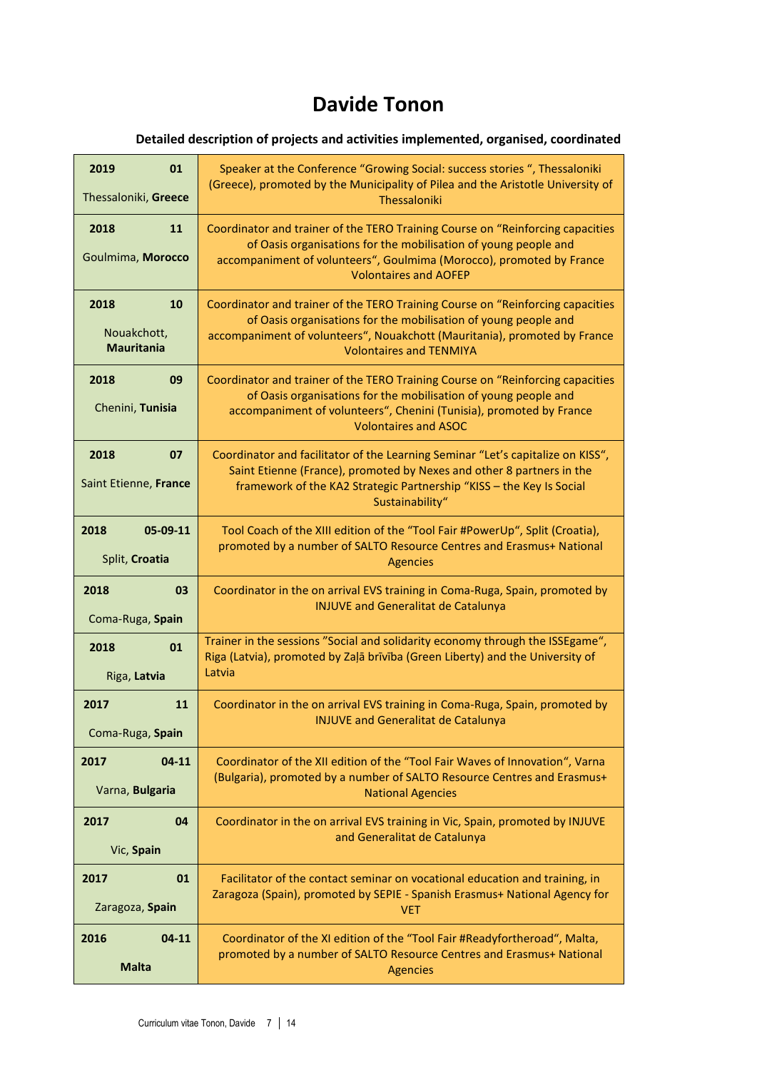# Davide Tonon

**Detailed description of projects and activities implemented, organised, coordinated**

| Date / Place | Description |
|---|---|
| **2019** **01** Thessaloniki, **Greece** | Speaker at the Conference "Growing Social: success stories ", Thessaloniki (Greece), promoted by the Municipality of Pilea and the Aristotle University of Thessaloniki |
| **2018** **11** Goulmima, **Morocco** | Coordinator and trainer of the TERO Training Course on "Reinforcing capacities of Oasis organisations for the mobilisation of young people and accompaniment of volunteers", Goulmima (Morocco), promoted by France Volontaires and AOFEP |
| **2018** **10** Nouakchott, **Mauritania** | Coordinator and trainer of the TERO Training Course on "Reinforcing capacities of Oasis organisations for the mobilisation of young people and accompaniment of volunteers", Nouakchott (Mauritania), promoted by France Volontaires and TENMIYA |
| **2018** **09** Chenini, **Tunisia** | Coordinator and trainer of the TERO Training Course on "Reinforcing capacities of Oasis organisations for the mobilisation of young people and accompaniment of volunteers", Chenini (Tunisia), promoted by France Volontaires and ASOC |
| **2018** **07** Saint Etienne, **France** | Coordinator and facilitator of the Learning Seminar "Let's capitalize on KISS", Saint Etienne (France), promoted by Nexes and other 8 partners in the framework of the KA2 Strategic Partnership "KISS – the Key Is Social Sustainability" |
| **2018** **05-09-11** Split, **Croatia** | Tool Coach of the XIII edition of the "Tool Fair #PowerUp", Split (Croatia), promoted by a number of SALTO Resource Centres and Erasmus+ National Agencies |
| **2018** **03** Coma-Ruga, **Spain** | Coordinator in the on arrival EVS training in Coma-Ruga, Spain, promoted by INJUVE and Generalitat de Catalunya |
| **2018** **01** Riga, **Latvia** | Trainer in the sessions "Social and solidarity economy through the ISSEgame", Riga (Latvia), promoted by Zaļā brīvība (Green Liberty) and the University of Latvia |
| **2017** **11** Coma-Ruga, **Spain** | Coordinator in the on arrival EVS training in Coma-Ruga, Spain, promoted by INJUVE and Generalitat de Catalunya |
| **2017** **04-11** Varna, **Bulgaria** | Coordinator of the XII edition of the "Tool Fair Waves of Innovation", Varna (Bulgaria), promoted by a number of SALTO Resource Centres and Erasmus+ National Agencies |
| **2017** **04** Vic, **Spain** | Coordinator in the on arrival EVS training in Vic, Spain, promoted by INJUVE and Generalitat de Catalunya |
| **2017** **01** Zaragoza, **Spain** | Facilitator of the contact seminar on vocational education and training, in Zaragoza (Spain), promoted by SEPIE - Spanish Erasmus+ National Agency for VET |
| **2016** **04-11** **Malta** | Coordinator of the XI edition of the "Tool Fair #Readyfortheroad", Malta, promoted by a number of SALTO Resource Centres and Erasmus+ National Agencies |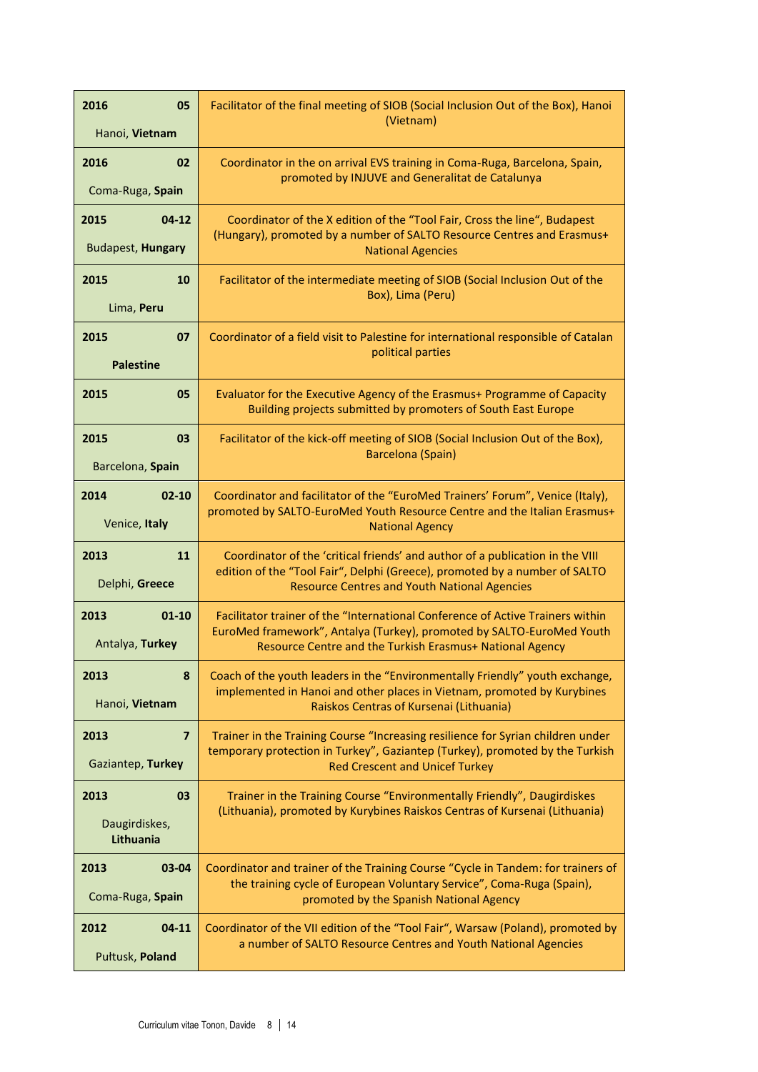| Date / Place | Activity |
|---|---|
| **2016 05**<br>Hanoi, **Vietnam** | Facilitator of the final meeting of SIOB (Social Inclusion Out of the Box), Hanoi (Vietnam) |
| **2016 02**<br>Coma-Ruga, **Spain** | Coordinator in the on arrival EVS training in Coma-Ruga, Barcelona, Spain, promoted by INJUVE and Generalitat de Catalunya |
| **2015 04-12**<br>Budapest, **Hungary** | Coordinator of the X edition of the "Tool Fair, Cross the line", Budapest (Hungary), promoted by a number of SALTO Resource Centres and Erasmus+ National Agencies |
| **2015 10**<br>Lima, **Peru** | Facilitator of the intermediate meeting of SIOB (Social Inclusion Out of the Box), Lima (Peru) |
| **2015 07**<br>**Palestine** | Coordinator of a field visit to Palestine for international responsible of Catalan political parties |
| **2015 05** | Evaluator for the Executive Agency of the Erasmus+ Programme of Capacity Building projects submitted by promoters of South East Europe |
| **2015 03**<br>Barcelona, **Spain** | Facilitator of the kick-off meeting of SIOB (Social Inclusion Out of the Box), Barcelona (Spain) |
| **2014 02-10**<br>Venice, **Italy** | Coordinator and facilitator of the "EuroMed Trainers' Forum", Venice (Italy), promoted by SALTO-EuroMed Youth Resource Centre and the Italian Erasmus+ National Agency |
| **2013 11**<br>Delphi, **Greece** | Coordinator of the 'critical friends' and author of a publication in the VIII edition of the "Tool Fair", Delphi (Greece), promoted by a number of SALTO Resource Centres and Youth National Agencies |
| **2013 01-10**<br>Antalya, **Turkey** | Facilitator trainer of the "International Conference of Active Trainers within EuroMed framework", Antalya (Turkey), promoted by SALTO-EuroMed Youth Resource Centre and the Turkish Erasmus+ National Agency |
| **2013 8**<br>Hanoi, **Vietnam** | Coach of the youth leaders in the "Environmentally Friendly" youth exchange, implemented in Hanoi and other places in Vietnam, promoted by Kurybines Raiskos Centras of Kursenai (Lithuania) |
| **2013 7**<br>Gaziantep, **Turkey** | Trainer in the Training Course "Increasing resilience for Syrian children under temporary protection in Turkey", Gaziantep (Turkey), promoted by the Turkish Red Crescent and Unicef Turkey |
| **2013 03**<br>Daugirdiskes, **Lithuania** | Trainer in the Training Course "Environmentally Friendly", Daugirdiskes (Lithuania), promoted by Kurybines Raiskos Centras of Kursenai (Lithuania) |
| **2013 03-04**<br>Coma-Ruga, **Spain** | Coordinator and trainer of the Training Course "Cycle in Tandem: for trainers of the training cycle of European Voluntary Service", Coma-Ruga (Spain), promoted by the Spanish National Agency |
| **2012 04-11**<br>Pułtusk, **Poland** | Coordinator of the VII edition of the "Tool Fair", Warsaw (Poland), promoted by a number of SALTO Resource Centres and Youth National Agencies |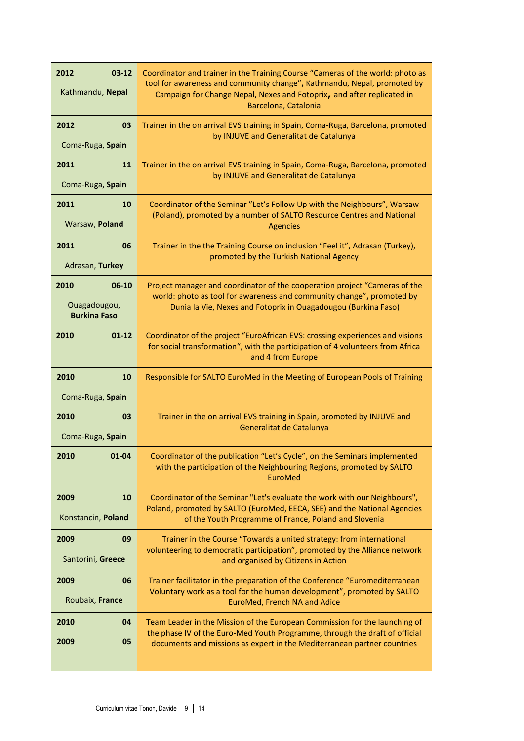| | |
|---|---|
| **2012** **03-12**<br>Kathmandu, **Nepal** | Coordinator and trainer in the Training Course "Cameras of the world: photo as tool for awareness and community change"**,** Kathmandu, Nepal, promoted by Campaign for Change Nepal, Nexes and Fotoprix**,** and after replicated in Barcelona, Catalonia |
| **2012** **03**<br>Coma-Ruga, **Spain** | Trainer in the on arrival EVS training in Spain, Coma-Ruga, Barcelona, promoted by INJUVE and Generalitat de Catalunya |
| **2011** **11**<br>Coma-Ruga, **Spain** | Trainer in the on arrival EVS training in Spain, Coma-Ruga, Barcelona, promoted by INJUVE and Generalitat de Catalunya |
| **2011** **10**<br>Warsaw, **Poland** | Coordinator of the Seminar "Let's Follow Up with the Neighbours", Warsaw (Poland), promoted by a number of SALTO Resource Centres and National Agencies |
| **2011** **06**<br>Adrasan, **Turkey** | Trainer in the the Training Course on inclusion "Feel it", Adrasan (Turkey), promoted by the Turkish National Agency |
| **2010** **06-10**<br>Ouagadougou, **Burkina Faso** | Project manager and coordinator of the cooperation project "Cameras of the world: photo as tool for awareness and community change"**,** promoted by Dunia la Vie, Nexes and Fotoprix in Ouagadougou (Burkina Faso) |
| **2010** **01-12** | Coordinator of the project "EuroAfrican EVS: crossing experiences and visions for social transformation", with the participation of 4 volunteers from Africa and 4 from Europe |
| **2010** **10**<br>Coma-Ruga, **Spain** | Responsible for SALTO EuroMed in the Meeting of European Pools of Training |
| **2010** **03**<br>Coma-Ruga, **Spain** | Trainer in the on arrival EVS training in Spain, promoted by INJUVE and Generalitat de Catalunya |
| **2010** **01-04** | Coordinator of the publication "Let's Cycle", on the Seminars implemented with the participation of the Neighbouring Regions, promoted by SALTO EuroMed |
| **2009** **10**<br>Konstancin, **Poland** | Coordinator of the Seminar "Let's evaluate the work with our Neighbours", Poland, promoted by SALTO (EuroMed, EECA, SEE) and the National Agencies of the Youth Programme of France, Poland and Slovenia |
| **2009** **09**<br>Santorini, **Greece** | Trainer in the Course "Towards a united strategy: from international volunteering to democratic participation", promoted by the Alliance network and organised by Citizens in Action |
| **2009** **06**<br>Roubaix, **France** | Trainer facilitator in the preparation of the Conference "Euromediterranean Voluntary work as a tool for the human development", promoted by SALTO EuroMed, French NA and Adice |
| **2010** **04**<br>**2009** **05** | Team Leader in the Mission of the European Commission for the launching of the phase IV of the Euro-Med Youth Programme, through the draft of official documents and missions as expert in the Mediterranean partner countries |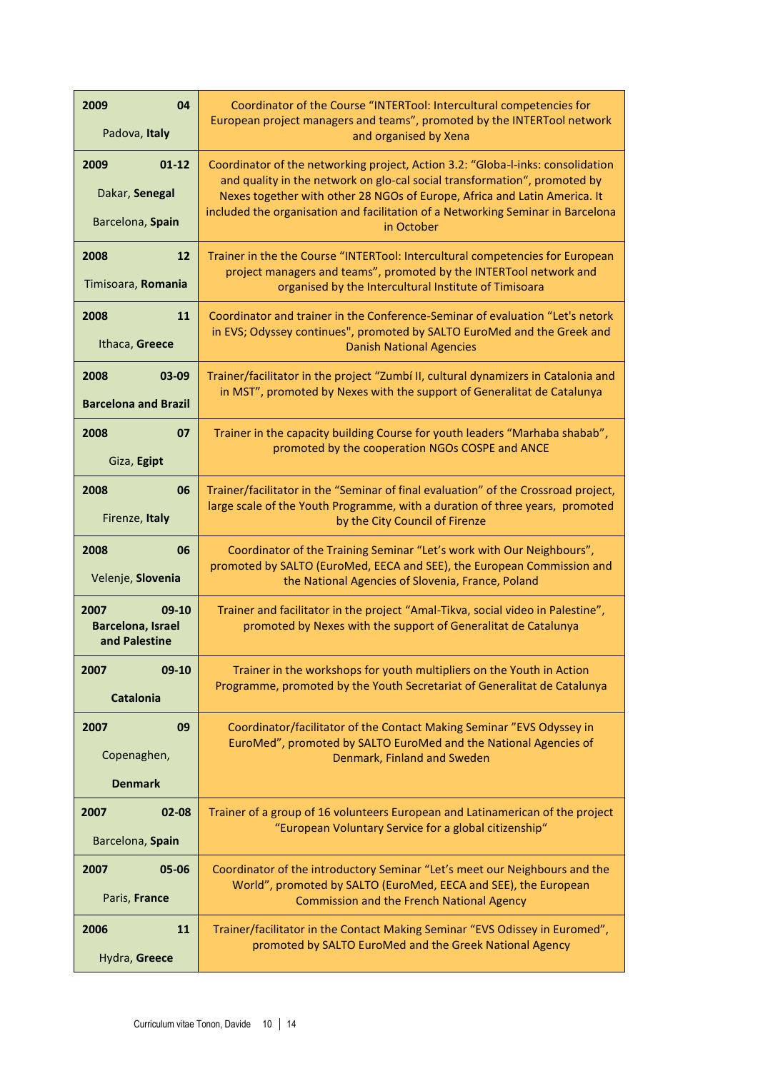| Date / Place | Activity |
|---|---|
| **2009** **04** Padova, **Italy** | Coordinator of the Course "INTERTool: Intercultural competencies for European project managers and teams", promoted by the INTERTool network and organised by Xena |
| **2009** **01-12** Dakar, **Senegal** Barcelona, **Spain** | Coordinator of the networking project, Action 3.2: "Globa-l-inks: consolidation and quality in the network on glo-cal social transformation", promoted by Nexes together with other 28 NGOs of Europe, Africa and Latin America. It included the organisation and facilitation of a Networking Seminar in Barcelona in October |
| **2008** **12** Timisoara, **Romania** | Trainer in the the Course "INTERTool: Intercultural competencies for European project managers and teams", promoted by the INTERTool network and organised by the Intercultural Institute of Timisoara |
| **2008** **11** Ithaca, **Greece** | Coordinator and trainer in the Conference-Seminar of evaluation "Let's netork in EVS; Odyssey continues", promoted by SALTO EuroMed and the Greek and Danish National Agencies |
| **2008** **03-09** **Barcelona and Brazil** | Trainer/facilitator in the project "Zumbí II, cultural dynamizers in Catalonia and in MST", promoted by Nexes with the support of Generalitat de Catalunya |
| **2008** **07** Giza, **Egipt** | Trainer in the capacity building Course for youth leaders "Marhaba shabab", promoted by the cooperation NGOs COSPE and ANCE |
| **2008** **06** Firenze, **Italy** | Trainer/facilitator in the "Seminar of final evaluation" of the Crossroad project, large scale of the Youth Programme, with a duration of three years, promoted by the City Council of Firenze |
| **2008** **06** Velenje, **Slovenia** | Coordinator of the Training Seminar "Let's work with Our Neighbours", promoted by SALTO (EuroMed, EECA and SEE), the European Commission and the National Agencies of Slovenia, France, Poland |
| **2007** **09-10** **Barcelona, Israel and Palestine** | Trainer and facilitator in the project "Amal-Tikva, social video in Palestine", promoted by Nexes with the support of Generalitat de Catalunya |
| **2007** **09-10** **Catalonia** | Trainer in the workshops for youth multipliers on the Youth in Action Programme, promoted by the Youth Secretariat of Generalitat de Catalunya |
| **2007** **09** Copenaghen, **Denmark** | Coordinator/facilitator of the Contact Making Seminar "EVS Odyssey in EuroMed", promoted by SALTO EuroMed and the National Agencies of Denmark, Finland and Sweden |
| **2007** **02-08** Barcelona, **Spain** | Trainer of a group of 16 volunteers European and Latinamerican of the project "European Voluntary Service for a global citizenship" |
| **2007** **05-06** Paris, **France** | Coordinator of the introductory Seminar "Let's meet our Neighbours and the World", promoted by SALTO (EuroMed, EECA and SEE), the European Commission and the French National Agency |
| **2006** **11** Hydra, **Greece** | Trainer/facilitator in the Contact Making Seminar "EVS Odissey in Euromed", promoted by SALTO EuroMed and the Greek National Agency |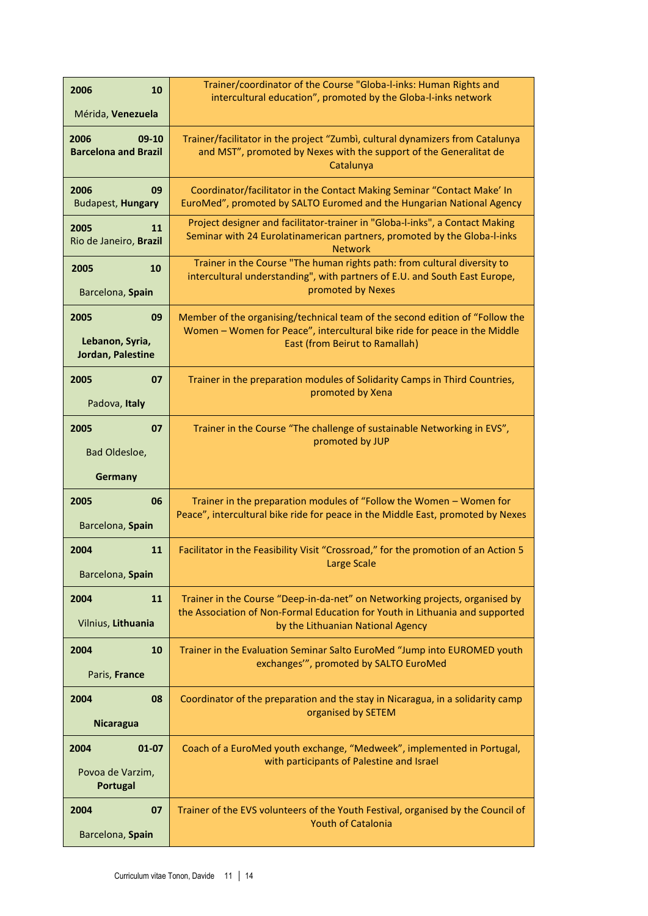| | |
|---|---|
| **2006 10**<br>Mérida, **Venezuela** | Trainer/coordinator of the Course "Globa-l-inks: Human Rights and intercultural education", promoted by the Globa-l-inks network |
| **2006 09-10**<br>**Barcelona and Brazil** | Trainer/facilitator in the project "Zumbì, cultural dynamizers from Catalunya and MST", promoted by Nexes with the support of the Generalitat de Catalunya |
| **2006 09**<br>Budapest, **Hungary** | Coordinator/facilitator in the Contact Making Seminar "Contact Make' In EuroMed", promoted by SALTO Euromed and the Hungarian National Agency |
| **2005 11**<br>Rio de Janeiro, **Brazil** | Project designer and facilitator-trainer in "Globa-l-inks", a Contact Making Seminar with 24 Eurolatinamerican partners, promoted by the Globa-l-inks Network |
| **2005 10**<br>Barcelona, **Spain** | Trainer in the Course "The human rights path: from cultural diversity to intercultural understanding", with partners of E.U. and South East Europe, promoted by Nexes |
| **2005 09**<br>**Lebanon, Syria, Jordan, Palestine** | Member of the organising/technical team of the second edition of "Follow the Women – Women for Peace", intercultural bike ride for peace in the Middle East (from Beirut to Ramallah) |
| **2005 07**<br>Padova, **Italy** | Trainer in the preparation modules of Solidarity Camps in Third Countries, promoted by Xena |
| **2005 07**<br>Bad Oldesloe, **Germany** | Trainer in the Course "The challenge of sustainable Networking in EVS", promoted by JUP |
| **2005 06**<br>Barcelona, **Spain** | Trainer in the preparation modules of "Follow the Women – Women for Peace", intercultural bike ride for peace in the Middle East, promoted by Nexes |
| **2004 11**<br>Barcelona, **Spain** | Facilitator in the Feasibility Visit "Crossroad," for the promotion of an Action 5 Large Scale |
| **2004 11**<br>Vilnius, **Lithuania** | Trainer in the Course "Deep-in-da-net" on Networking projects, organised by the Association of Non-Formal Education for Youth in Lithuania and supported by the Lithuanian National Agency |
| **2004 10**<br>Paris, **France** | Trainer in the Evaluation Seminar Salto EuroMed "Jump into EUROMED youth exchanges'", promoted by SALTO EuroMed |
| **2004 08**<br>**Nicaragua** | Coordinator of the preparation and the stay in Nicaragua, in a solidarity camp organised by SETEM |
| **2004 01-07**<br>Povoa de Varzim, **Portugal** | Coach of a EuroMed youth exchange, "Medweek", implemented in Portugal, with participants of Palestine and Israel |
| **2004 07**<br>Barcelona, **Spain** | Trainer of the EVS volunteers of the Youth Festival, organised by the Council of Youth of Catalonia |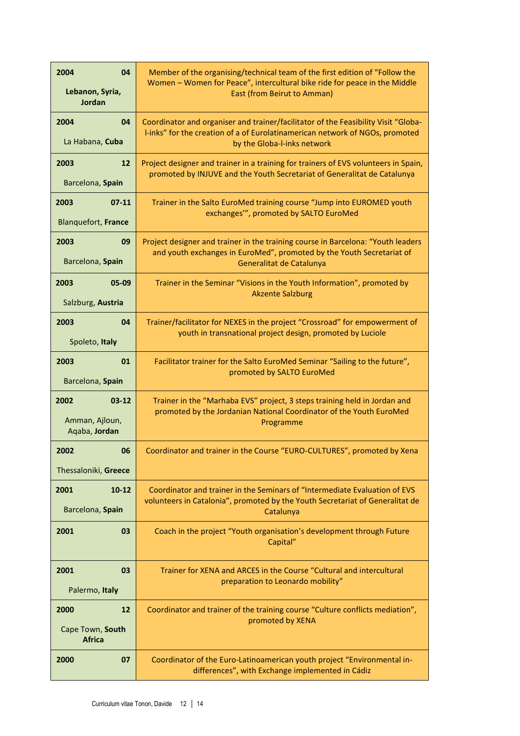| Date / Place | Activity |
|---|---|
| **2004 04** **Lebanon, Syria, Jordan** | Member of the organising/technical team of the first edition of "Follow the Women – Women for Peace", intercultural bike ride for peace in the Middle East (from Beirut to Amman) |
| **2004 04** La Habana, **Cuba** | Coordinator and organiser and trainer/facilitator of the Feasibility Visit "Globa-l-inks" for the creation of a of Eurolatinamerican network of NGOs, promoted by the Globa-l-inks network |
| **2003 12** Barcelona, **Spain** | Project designer and trainer in a training for trainers of EVS volunteers in Spain, promoted by INJUVE and the Youth Secretariat of Generalitat de Catalunya |
| **2003 07-11** Blanquefort, **France** | Trainer in the Salto EuroMed training course "Jump into EUROMED youth exchanges'", promoted by SALTO EuroMed |
| **2003 09** Barcelona, **Spain** | Project designer and trainer in the training course in Barcelona: "Youth leaders and youth exchanges in EuroMed", promoted by the Youth Secretariat of Generalitat de Catalunya |
| **2003 05-09** Salzburg, **Austria** | Trainer in the Seminar "Visions in the Youth Information", promoted by Akzente Salzburg |
| **2003 04** Spoleto, **Italy** | Trainer/facilitator for NEXES in the project "Crossroad" for empowerment of youth in transnational project design, promoted by Luciole |
| **2003 01** Barcelona, **Spain** | Facilitator trainer for the Salto EuroMed Seminar "Sailing to the future", promoted by SALTO EuroMed |
| **2002 03-12** Amman, Ajloun, Aqaba, **Jordan** | Trainer in the "Marhaba EVS" project, 3 steps training held in Jordan and promoted by the Jordanian National Coordinator of the Youth EuroMed Programme |
| **2002 06** Thessaloniki, **Greece** | Coordinator and trainer in the Course "EURO-CULTURES", promoted by Xena |
| **2001 10-12** Barcelona, **Spain** | Coordinator and trainer in the Seminars of "Intermediate Evaluation of EVS volunteers in Catalonia", promoted by the Youth Secretariat of Generalitat de Catalunya |
| **2001 03** | Coach in the project "Youth organisation's development through Future Capital" |
| **2001 03** Palermo, **Italy** | Trainer for XENA and ARCES in the Course "Cultural and intercultural preparation to Leonardo mobility" |
| **2000 12** Cape Town, **South Africa** | Coordinator and trainer of the training course "Culture conflicts mediation", promoted by XENA |
| **2000 07** | Coordinator of the Euro-Latinoamerican youth project "Environmental in-differences", with Exchange implemented in Cádiz |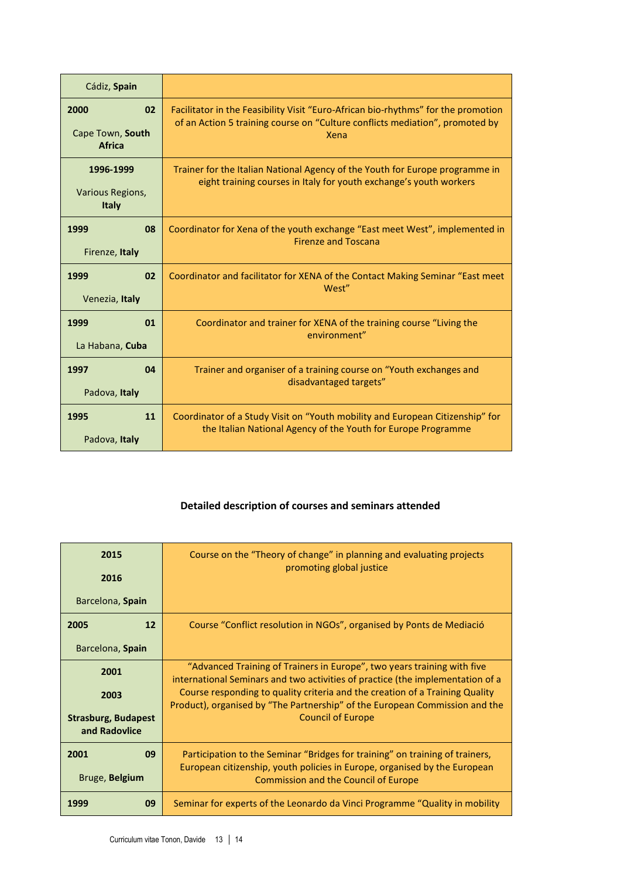| | |
|---|---|
| Cádiz, **Spain** | |
| **2000** **02**<br>Cape Town, **South Africa** | Facilitator in the Feasibility Visit “Euro-African bio-rhythms” for the promotion of an Action 5 training course on “Culture conflicts mediation”, promoted by Xena |
| **1996-1999**<br>Various Regions, **Italy** | Trainer for the Italian National Agency of the Youth for Europe programme in eight training courses in Italy for youth exchange’s youth workers |
| **1999** **08**<br>Firenze, **Italy** | Coordinator for Xena of the youth exchange “East meet West”, implemented in Firenze and Toscana |
| **1999** **02**<br>Venezia, **Italy** | Coordinator and facilitator for XENA of the Contact Making Seminar “East meet West” |
| **1999** **01**<br>La Habana, **Cuba** | Coordinator and trainer for XENA of the training course “Living the environment” |
| **1997** **04**<br>Padova, **Italy** | Trainer and organiser of a training course on “Youth exchanges and disadvantaged targets” |
| **1995** **11**<br>Padova, **Italy** | Coordinator of a Study Visit on “Youth mobility and European Citizenship” for the Italian National Agency of the Youth for Europe Programme |

**Detailed description of courses and seminars attended**

| | |
|---|---|
| **2015**<br>**2016**<br>Barcelona, **Spain** | Course on the “Theory of change” in planning and evaluating projects promoting global justice |
| **2005** **12**<br>Barcelona, **Spain** | Course “Conflict resolution in NGOs”, organised by Ponts de Mediació |
| **2001**<br>**2003**<br>**Strasburg, Budapest and Radovlice** | “Advanced Training of Trainers in Europe”, two years training with five international Seminars and two activities of practice (the implementation of a Course responding to quality criteria and the creation of a Training Quality Product), organised by “The Partnership” of the European Commission and the Council of Europe |
| **2001** **09**<br>Bruge, **Belgium** | Participation to the Seminar “Bridges for training” on training of trainers, European citizenship, youth policies in Europe, organised by the European Commission and the Council of Europe |
| **1999** **09** | Seminar for experts of the Leonardo da Vinci Programme “Quality in mobility |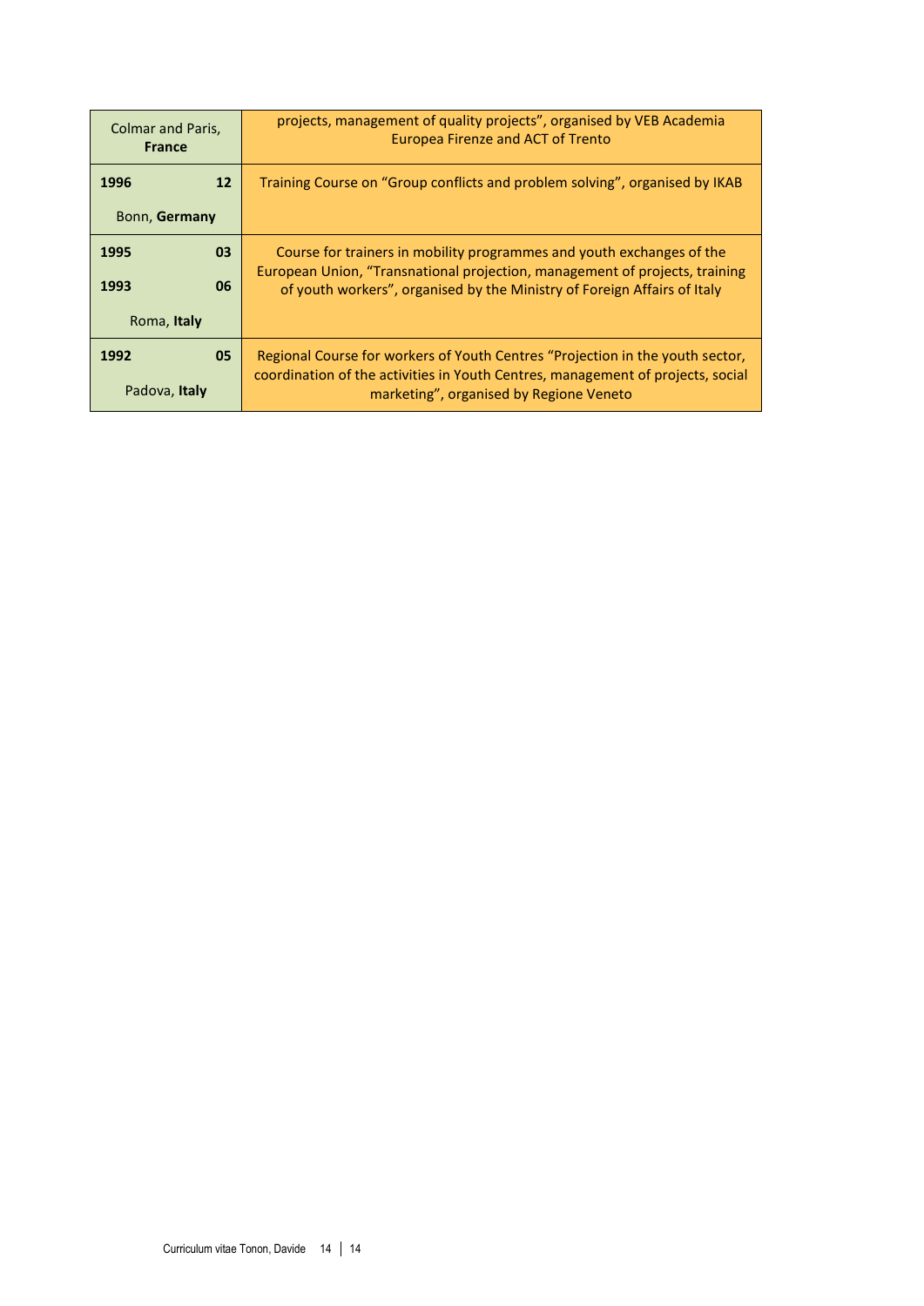| | |
|---|---|
| Colmar and Paris, **France** | projects, management of quality projects", organised by VEB Academia Europea Firenze and ACT of Trento |
| **1996** **12** Bonn, **Germany** | Training Course on "Group conflicts and problem solving", organised by IKAB |
| **1995** **03** **1993** **06** Roma, **Italy** | Course for trainers in mobility programmes and youth exchanges of the European Union, "Transnational projection, management of projects, training of youth workers", organised by the Ministry of Foreign Affairs of Italy |
| **1992** **05** Padova, **Italy** | Regional Course for workers of Youth Centres "Projection in the youth sector, coordination of the activities in Youth Centres, management of projects, social marketing", organised by Regione Veneto |